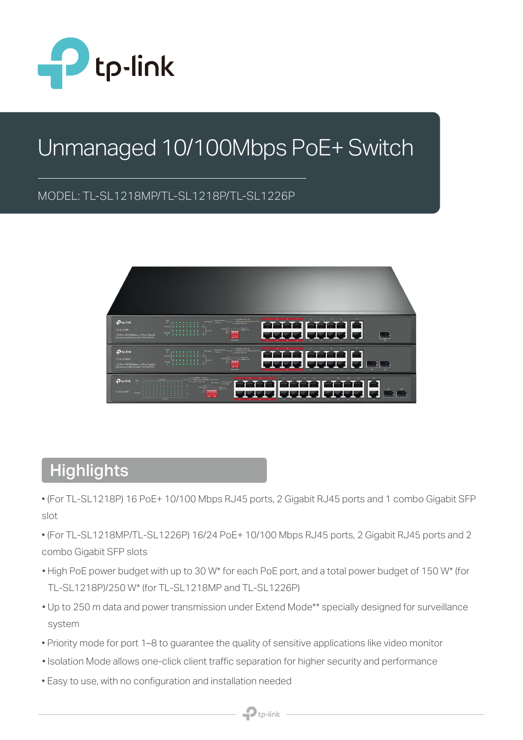# Unmanaged 10/100Mbps PoE+ Switch

MODEL: TL-SL1218MP/TL-SL1218P/TL-SL1226P

## Highlights

- (For TL-SL1218P) 16 PoE+ 10/100 Mbps RJ45 ports, 2 Gigabit RJ45 ports and 1 combo Gigabit SFP slot
- (For TL-SL1218MP/TL-SL1226P) 16/24 PoE+ 10/100 Mbps RJ45 ports, 2 Gigabit RJ45 ports and 2 combo Gigabit SFP slots
- High PoE power budget with up to 30 W* for each PoE port, and a total power budget of 150 W* (for TL-SL1218P)/250 W* (for TL-SL1218MP and TL-SL1226P)
- Up to 250 m data and power transmission under Extend Mode** specially designed for surveillance system
- Priority mode for port 1–8 to guarantee the quality of sensitive applications like video monitor
- Isolation Mode allows one-click client traffic separation for higher security and performance
- Easy to use, with no configuration and installation needed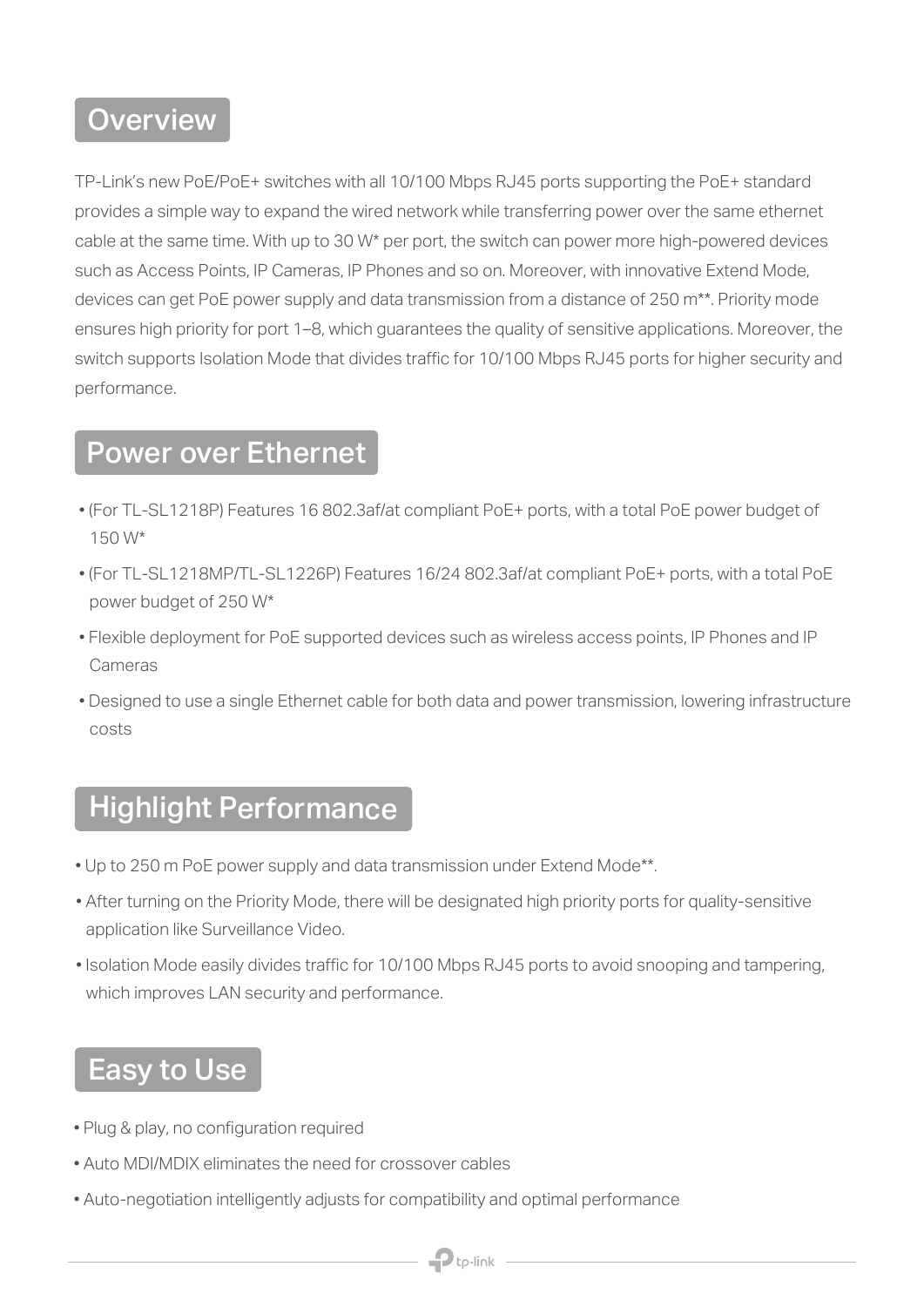## Overview

TP-Link's new PoE/PoE+ switches with all 10/100 Mbps RJ45 ports supporting the PoE+ standard provides a simple way to expand the wired network while transferring power over the same ethernet cable at the same time. With up to 30 W* per port, the switch can power more high-powered devices such as Access Points, IP Cameras, IP Phones and so on. Moreover, with innovative Extend Mode, devices can get PoE power supply and data transmission from a distance of 250 m**. Priority mode ensures high priority for port 1–8, which guarantees the quality of sensitive applications. Moreover, the switch supports Isolation Mode that divides traffic for 10/100 Mbps RJ45 ports for higher security and performance.

## Power over Ethernet

- (For TL-SL1218P) Features 16 802.3af/at compliant PoE+ ports, with a total PoE power budget of 150 W*
- (For TL-SL1218MP/TL-SL1226P) Features 16/24 802.3af/at compliant PoE+ ports, with a total PoE power budget of 250 W*
- Flexible deployment for PoE supported devices such as wireless access points, IP Phones and IP Cameras
- Designed to use a single Ethernet cable for both data and power transmission, lowering infrastructure costs

## Highlight Performance

- Up to 250 m PoE power supply and data transmission under Extend Mode**.
- After turning on the Priority Mode, there will be designated high priority ports for quality-sensitive application like Surveillance Video.
- Isolation Mode easily divides traffic for 10/100 Mbps RJ45 ports to avoid snooping and tampering, which improves LAN security and performance.

## Easy to Use

- Plug & play, no configuration required
- Auto MDI/MDIX eliminates the need for crossover cables
- Auto-negotiation intelligently adjusts for compatibility and optimal performance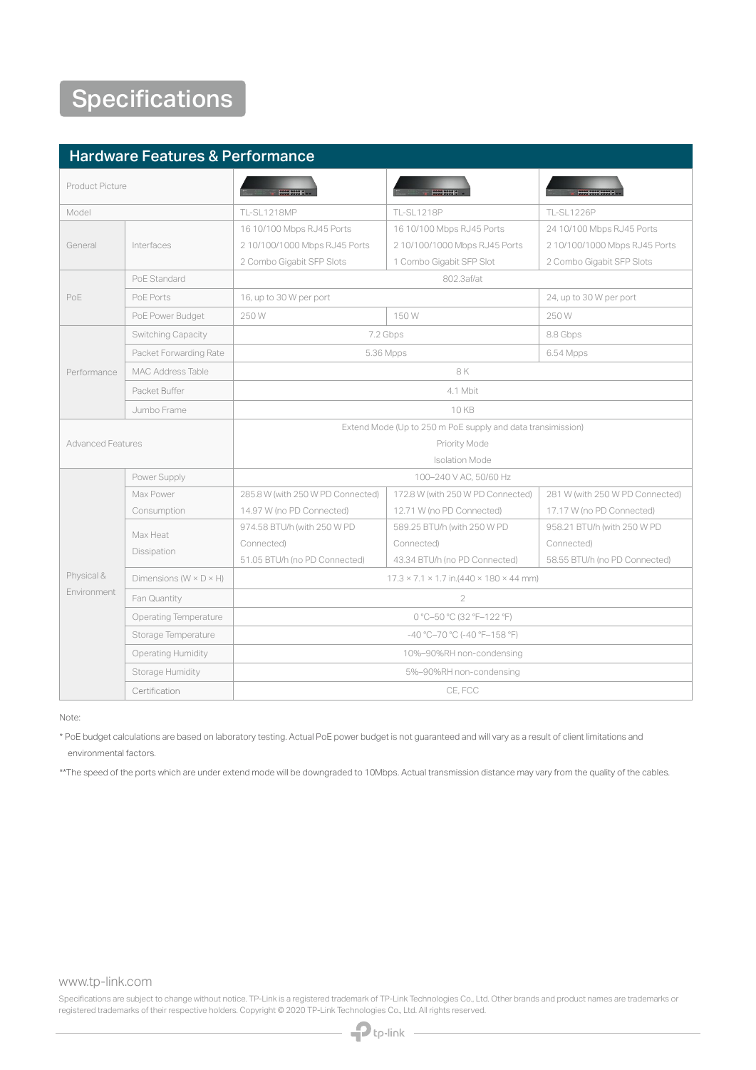# Specifications

## Hardware Features & Performance

| | | | | |
|---|---|---|---|---|
| Product Picture | | | | |
| Model | | TL-SL1218MP | TL-SL1218P | TL-SL1226P |
| General | Interfaces | 16 10/100 Mbps RJ45 Ports<br>2 10/100/1000 Mbps RJ45 Ports<br>2 Combo Gigabit SFP Slots | 16 10/100 Mbps RJ45 Ports<br>2 10/100/1000 Mbps RJ45 Ports<br>1 Combo Gigabit SFP Slot | 24 10/100 Mbps RJ45 Ports<br>2 10/100/1000 Mbps RJ45 Ports<br>2 Combo Gigabit SFP Slots |
| PoE | PoE Standard | 802.3af/at | | |
| | PoE Ports | 16, up to 30 W per port | | 24, up to 30 W per port |
| | PoE Power Budget | 250 W | 150 W | 250 W |
| Performance | Switching Capacity | 7.2 Gbps | | 8.8 Gbps |
| | Packet Forwarding Rate | 5.36 Mpps | | 6.54 Mpps |
| | MAC Address Table | 8 K | | |
| | Packet Buffer | 4.1 Mbit | | |
| | Jumbo Frame | 10 KB | | |
| Advanced Features | | Extend Mode (Up to 250 m PoE supply and data transimission)<br>Priority Mode<br>Isolation Mode | | |
| Physical & Environment | Power Supply | 100–240 V AC, 50/60 Hz | | |
| | Max Power Consumption | 285.8 W (with 250 W PD Connected)<br>14.97 W (no PD Connected) | 172.8 W (with 250 W PD Connected)<br>12.71 W (no PD Connected) | 281 W (with 250 W PD Connected)<br>17.17 W (no PD Connected) |
| | Max Heat Dissipation | 974.58 BTU/h (with 250 W PD Connected)<br>51.05 BTU/h (no PD Connected) | 589.25 BTU/h (with 250 W PD Connected)<br>43.34 BTU/h (no PD Connected) | 958.21 BTU/h (with 250 W PD Connected)<br>58.55 BTU/h (no PD Connected) |
| | Dimensions (W × D × H) | 17.3 × 7.1 × 1.7 in.(440 × 180 × 44 mm) | | |
| | Fan Quantity | 2 | | |
| | Operating Temperature | 0 °C–50 °C (32 °F–122 °F) | | |
| | Storage Temperature | -40 °C–70 °C (-40 °F–158 °F) | | |
| | Operating Humidity | 10%–90%RH non-condensing | | |
| | Storage Humidity | 5%–90%RH non-condensing | | |
| | Certification | CE, FCC | | |

Note:

* PoE budget calculations are based on laboratory testing. Actual PoE power budget is not guaranteed and will vary as a result of client limitations and environmental factors.

**The speed of the ports which are under extend mode will be downgraded to 10Mbps. Actual transmission distance may vary from the quality of the cables.

www.tp-link.com

Specifications are subject to change without notice. TP-Link is a registered trademark of TP-Link Technologies Co., Ltd. Other brands and product names are trademarks or registered trademarks of their respective holders. Copyright © 2020 TP-Link Technologies Co., Ltd. All rights reserved.